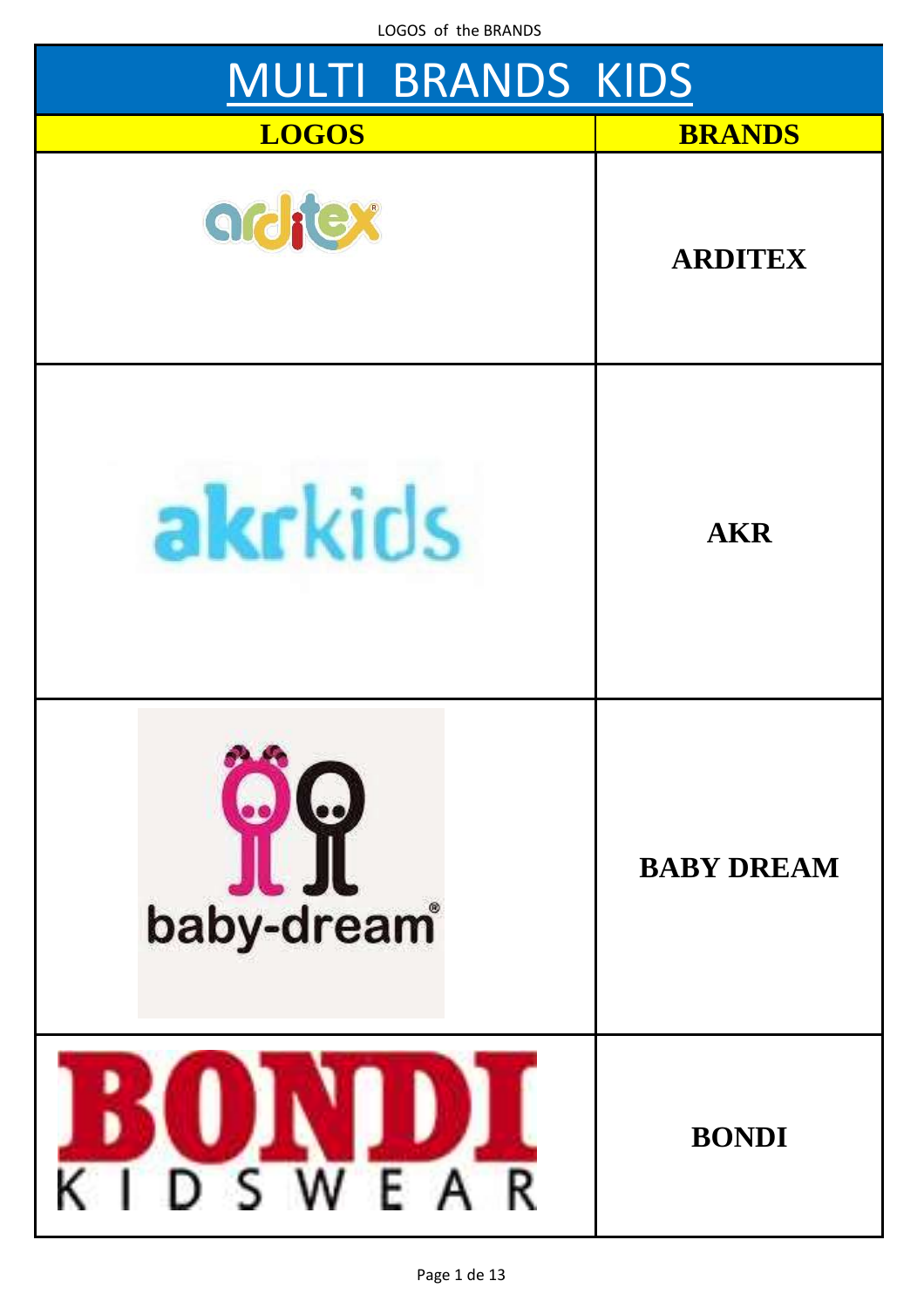LOGOS of the BRANDS

# MULTI BRANDS KIDS

| LOGOS | BRANDS |
|---|---|
| arditex | ARDITEX |
| akrkids | AKR |
| baby-dream® | BABY DREAM |
| BONDI KIDSWEAR | BONDI |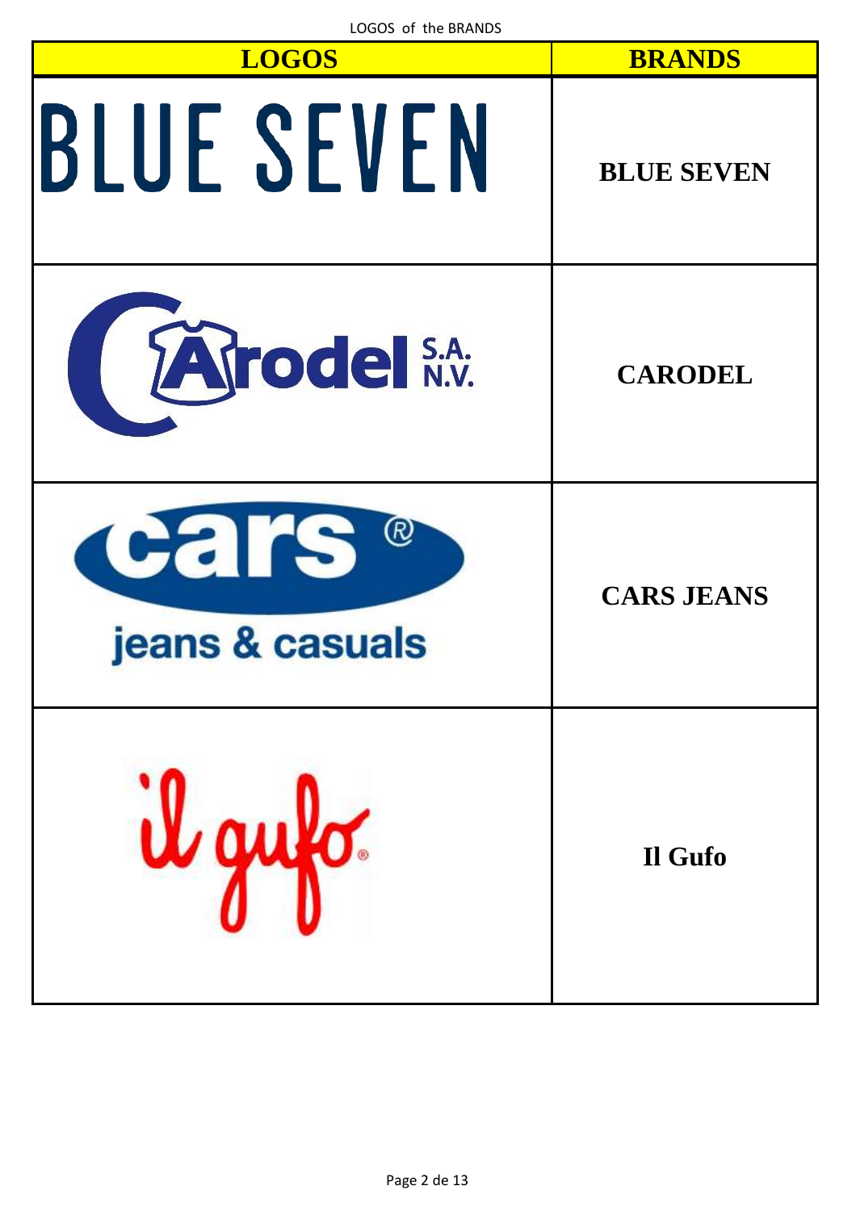LOGOS of the BRANDS

| LOGOS | BRANDS |
| --- | --- |
| BLUE SEVEN | **BLUE SEVEN** |
| CArodel S.A. N.V. | **CARODEL** |
| cars ® jeans & casuals | **CARS JEANS** |
| il gufo ® | **Il Gufo** |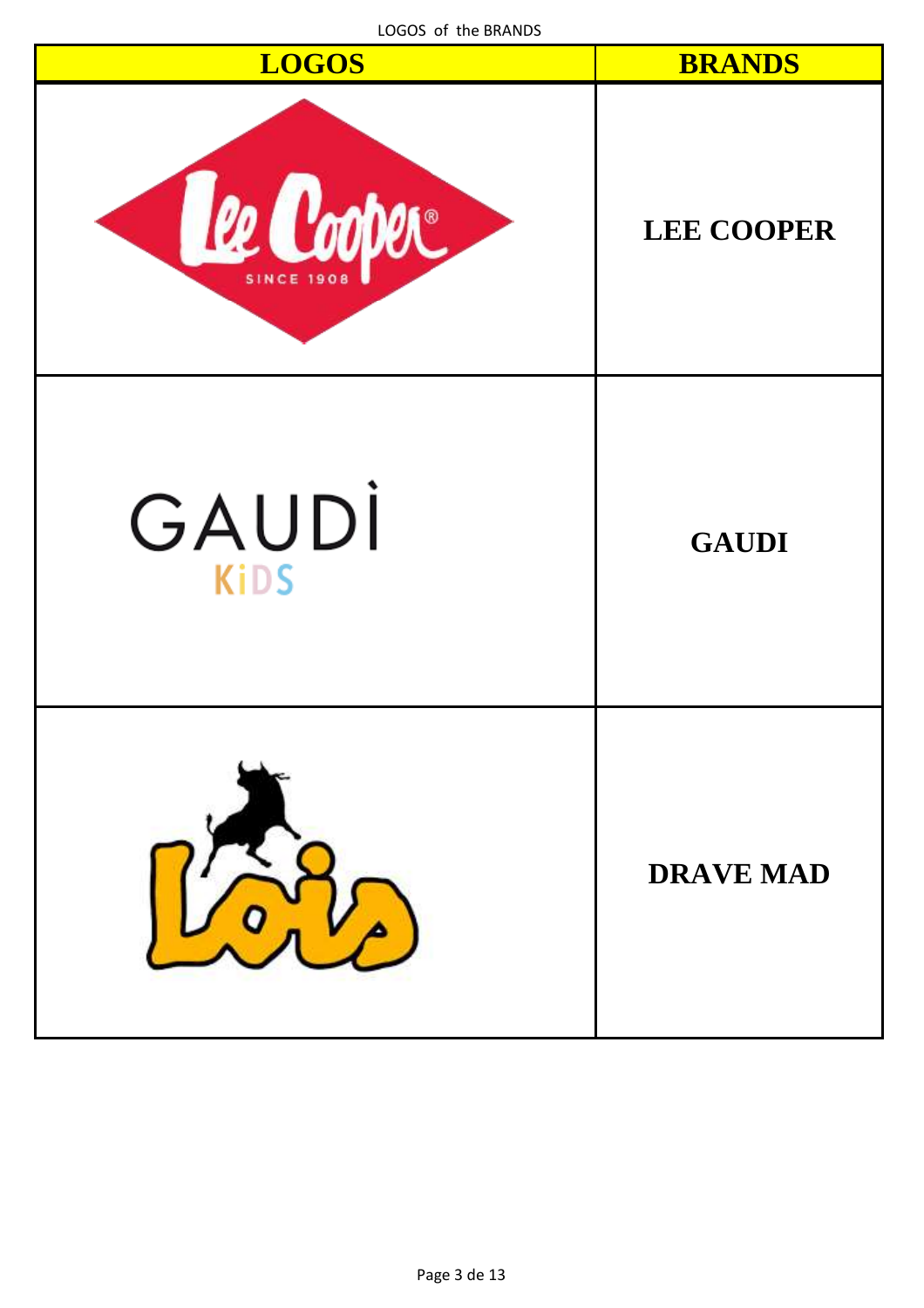LOGOS of the BRANDS

| LOGOS | BRANDS |
| --- | --- |
| Lee Cooper SINCE 1908 | LEE COOPER |
| GAUDÌ KiDS | GAUDI |
| Lois | DRAVE MAD |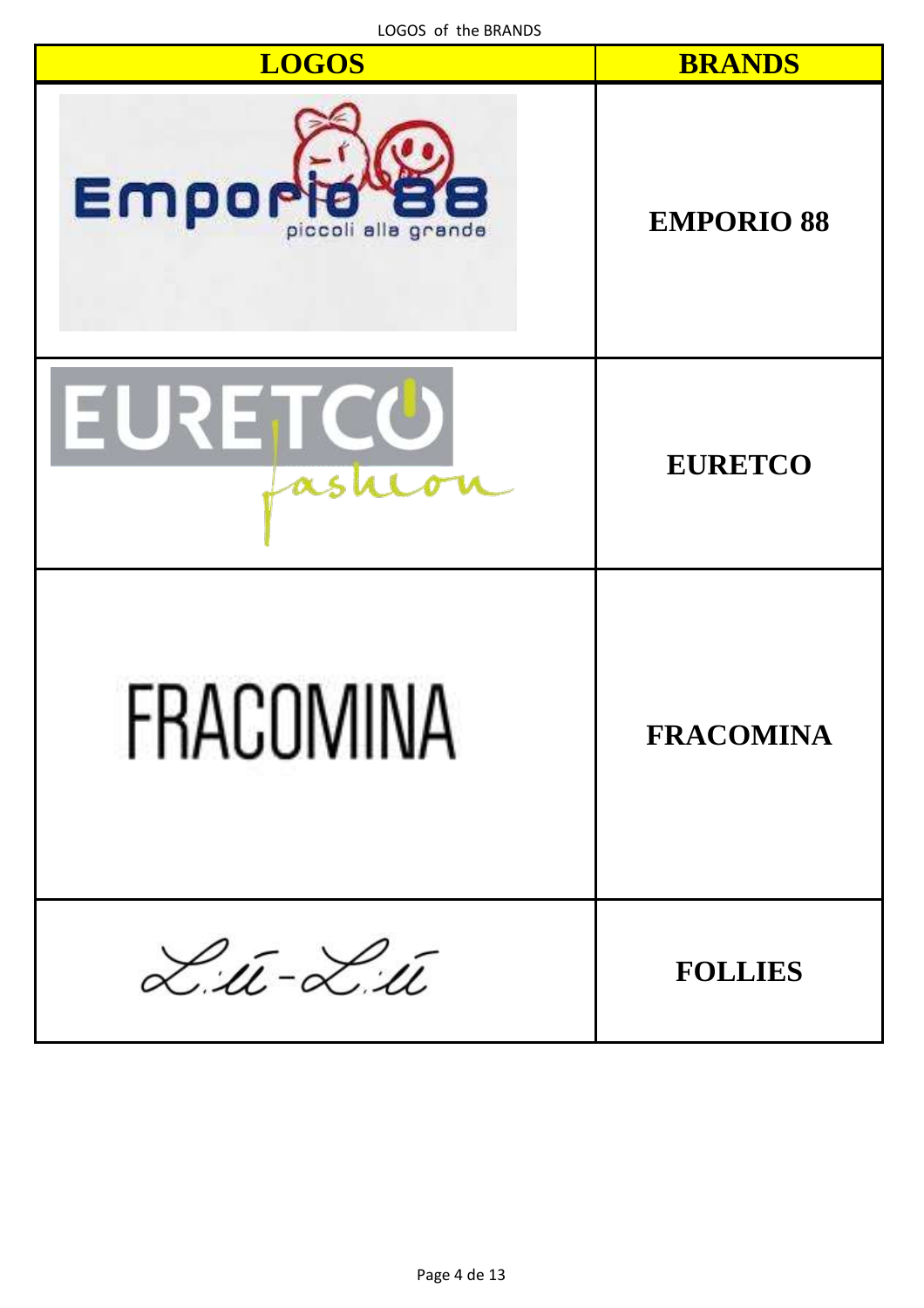LOGOS of the BRANDS

| LOGOS | BRANDS |
| --- | --- |
| Emporio 88 piccoli alla grande | EMPORIO 88 |
| EURETCO fashion | EURETCO |
| FRACOMINA | FRACOMINA |
| Liu-Liu | FOLLIES |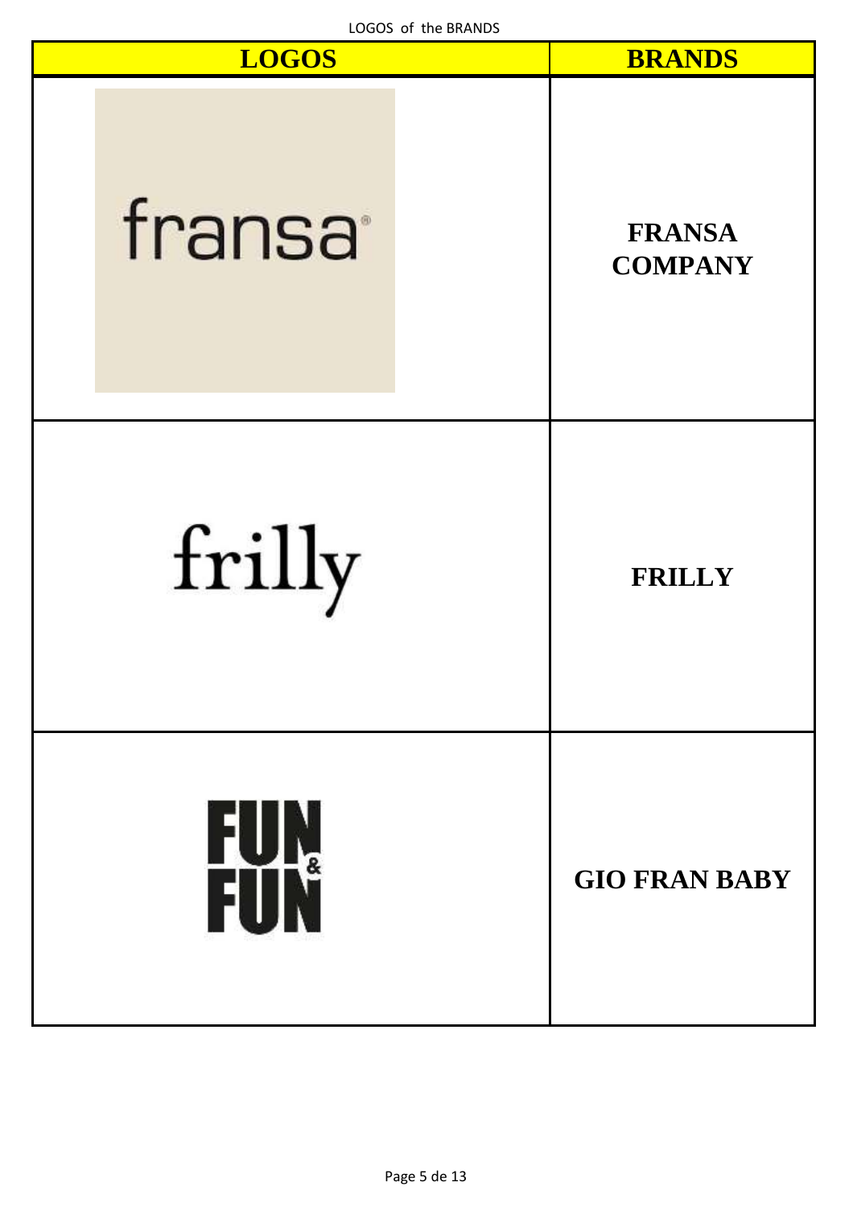LOGOS of the BRANDS

| LOGOS | BRANDS |
| --- | --- |
| fransa® | FRANSA COMPANY |
| frilly | FRILLY |
| FUN & FUN | GIO FRAN BABY |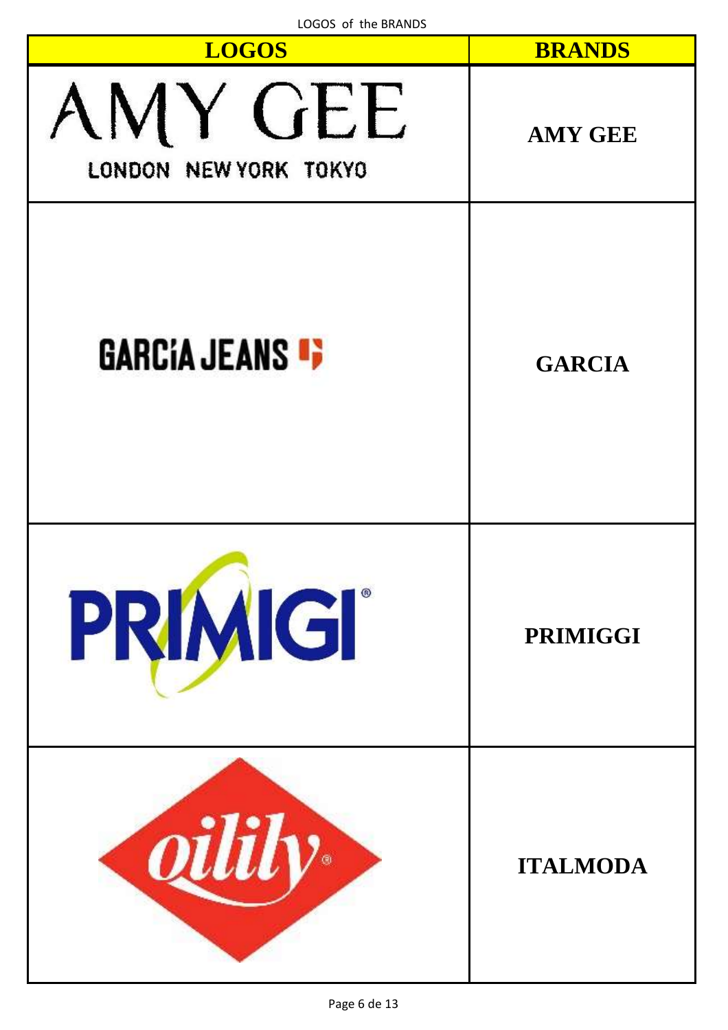LOGOS of the BRANDS

| LOGOS | BRANDS |
| --- | --- |
| AMY GEE<br>LONDON NEW YORK TOKYO | AMY GEE |
| GARCIA JEANS | GARCIA |
| PRIMIGI® | PRIMIGGI |
| oilily® | ITALMODA |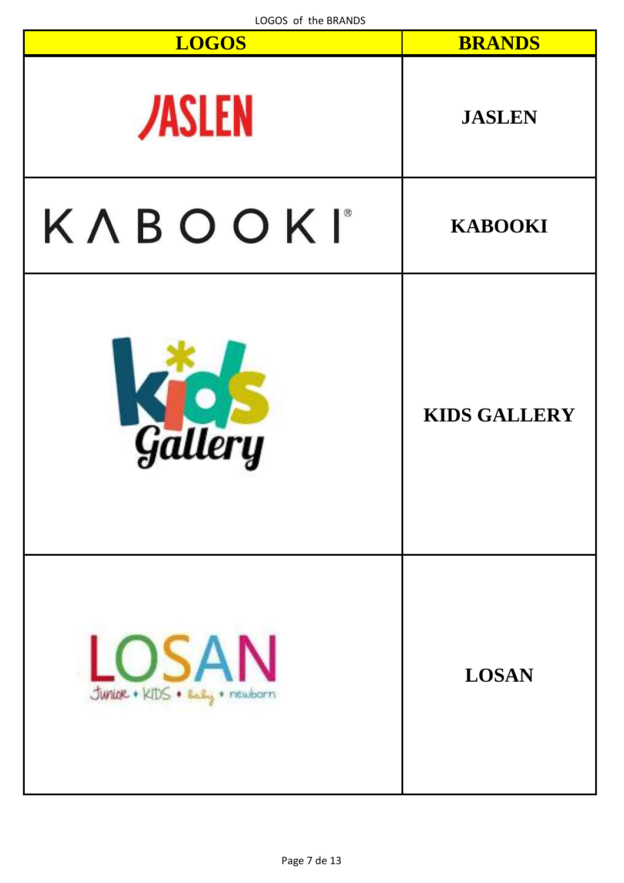LOGOS of the BRANDS

| LOGOS | BRANDS |
| --- | --- |
| JASLEN | JASLEN |
| KΛBOOKI® | KABOOKI |
| kids Gallery | KIDS GALLERY |
| LOSAN Junior • KIDS • baby • newborn | LOSAN |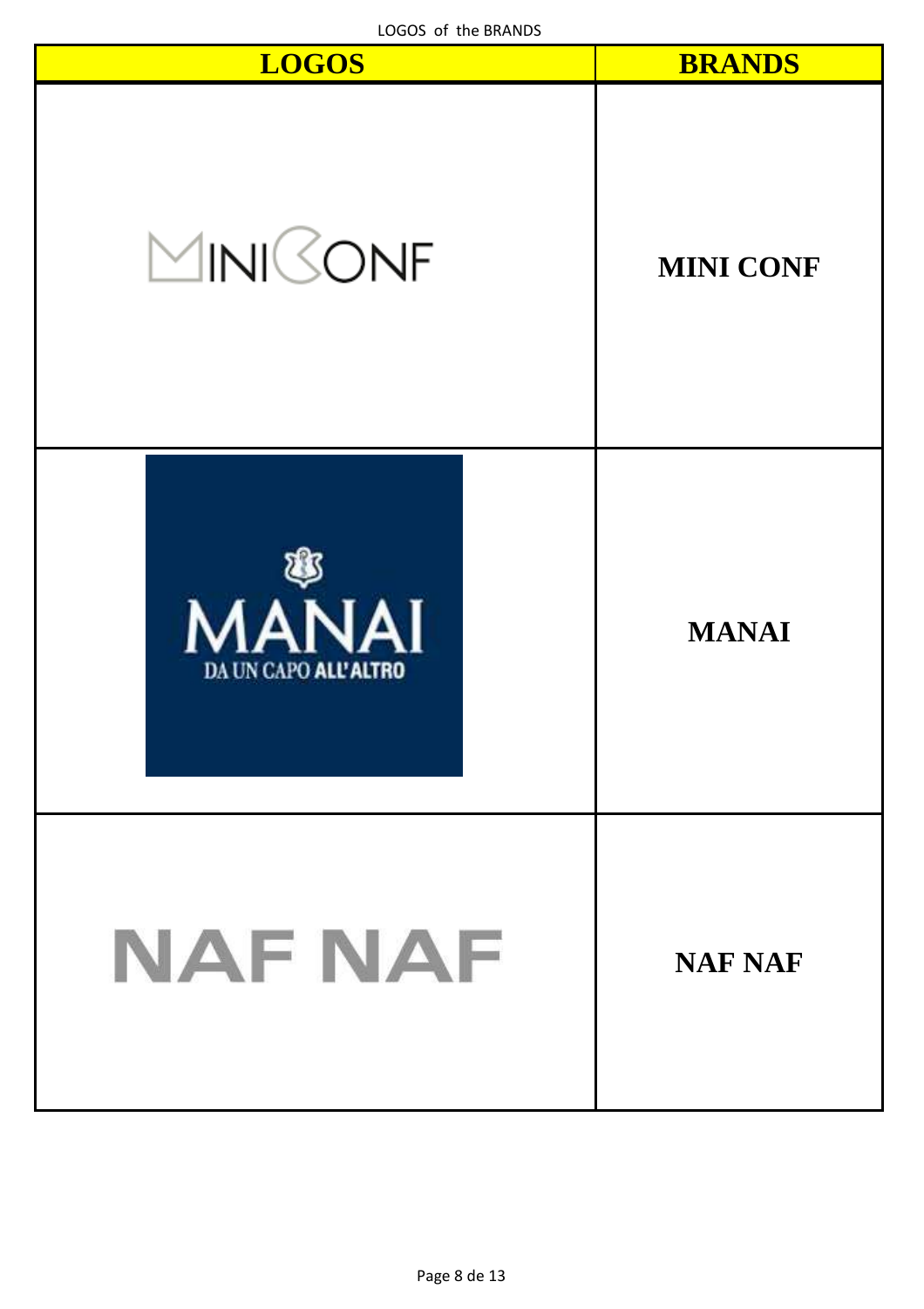| LOGOS | BRANDS |
| --- | --- |
| MINICONF | MINI CONF |
| MANAI DA UN CAPO ALL'ALTRO | MANAI |
| NAF NAF | NAF NAF |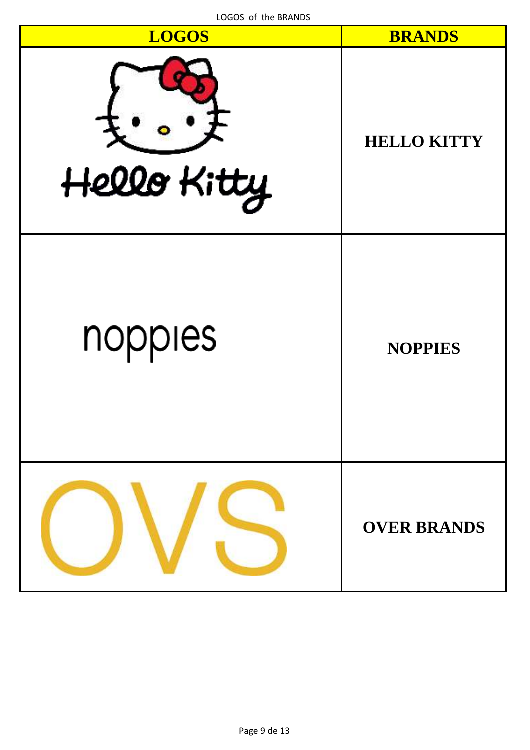LOGOS of the BRANDS

| LOGOS | BRANDS |
|---|---|
| Hello Kitty | **HELLO KITTY** |
| noppies | **NOPPIES** |
| OVS | **OVER BRANDS** |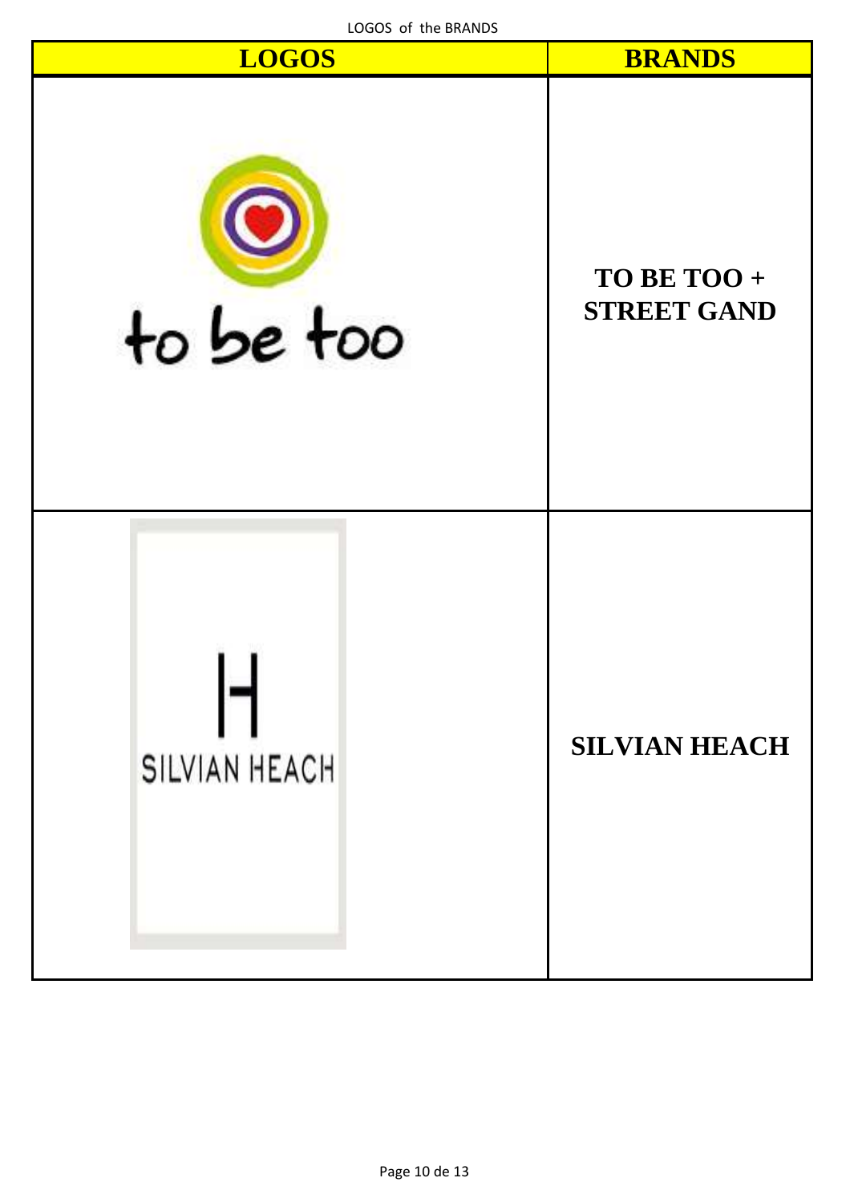LOGOS of the BRANDS

| LOGOS | BRANDS |
| --- | --- |
| to be too | TO BE TOO + STREET GAND |
| SILVIAN HEACH | SILVIAN HEACH |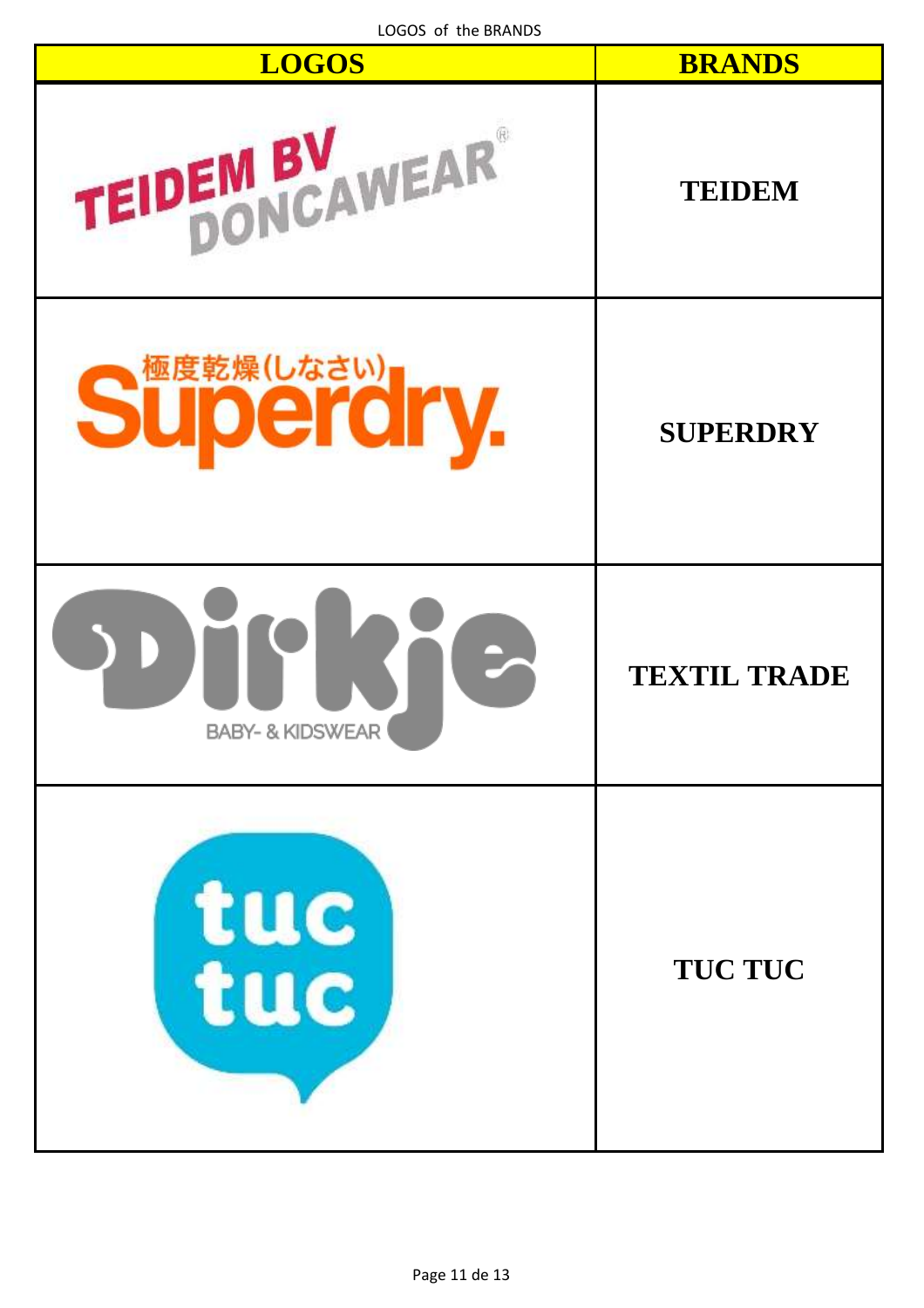LOGOS of the BRANDS

| LOGOS | BRANDS |
|---|---|
| TEIDEM BV DONCAWEAR® | TEIDEM |
| 極度乾燥(しなさい) Superdry. | SUPERDRY |
| Dirkje BABY- & KIDSWEAR | TEXTIL TRADE |
| tuc tuc | TUC TUC |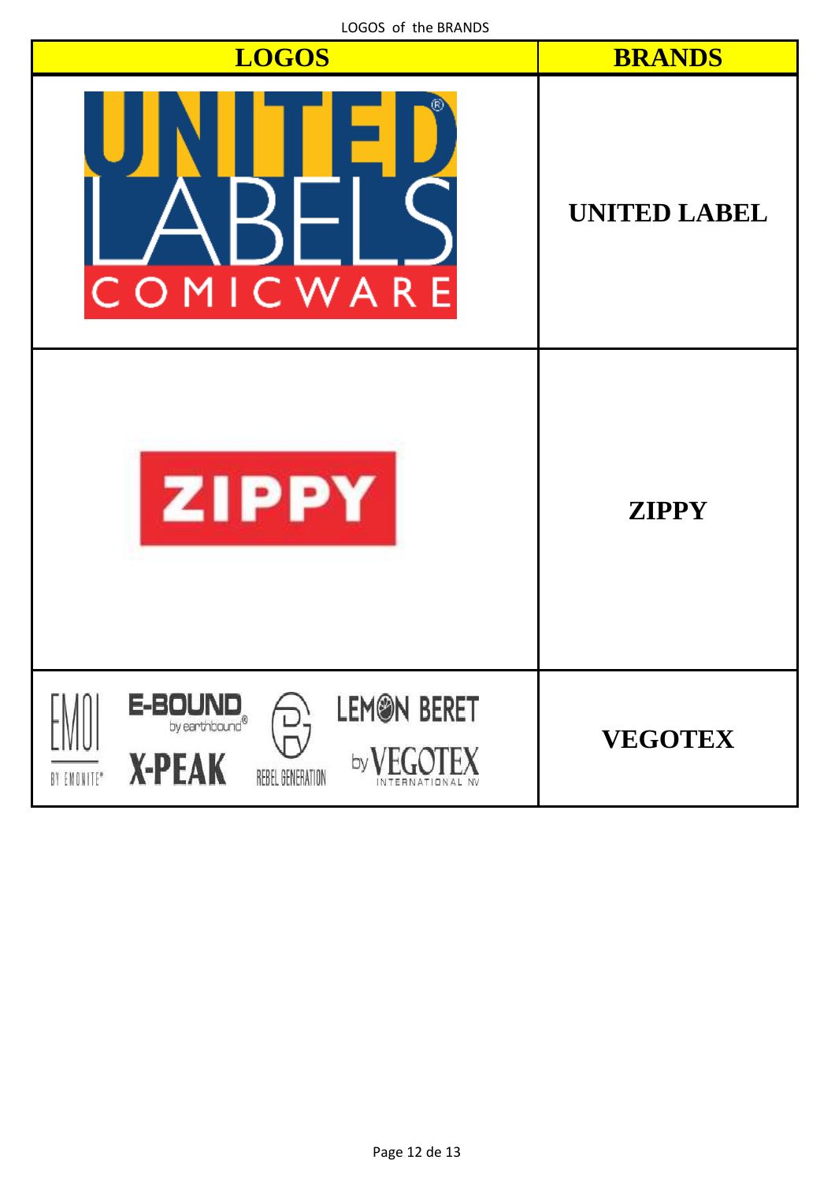LOGOS of the BRANDS

| LOGOS | BRANDS |
|---|---|
| UNITED LABELS COMICWARE | UNITED LABEL |
| ZIPPY | ZIPPY |
| EMOI BY EMONITE® E-BOUND by earthbound® X-PEAK REBEL GENERATION LEMON BERET by VEGOTEX INTERNATIONAL NV | VEGOTEX |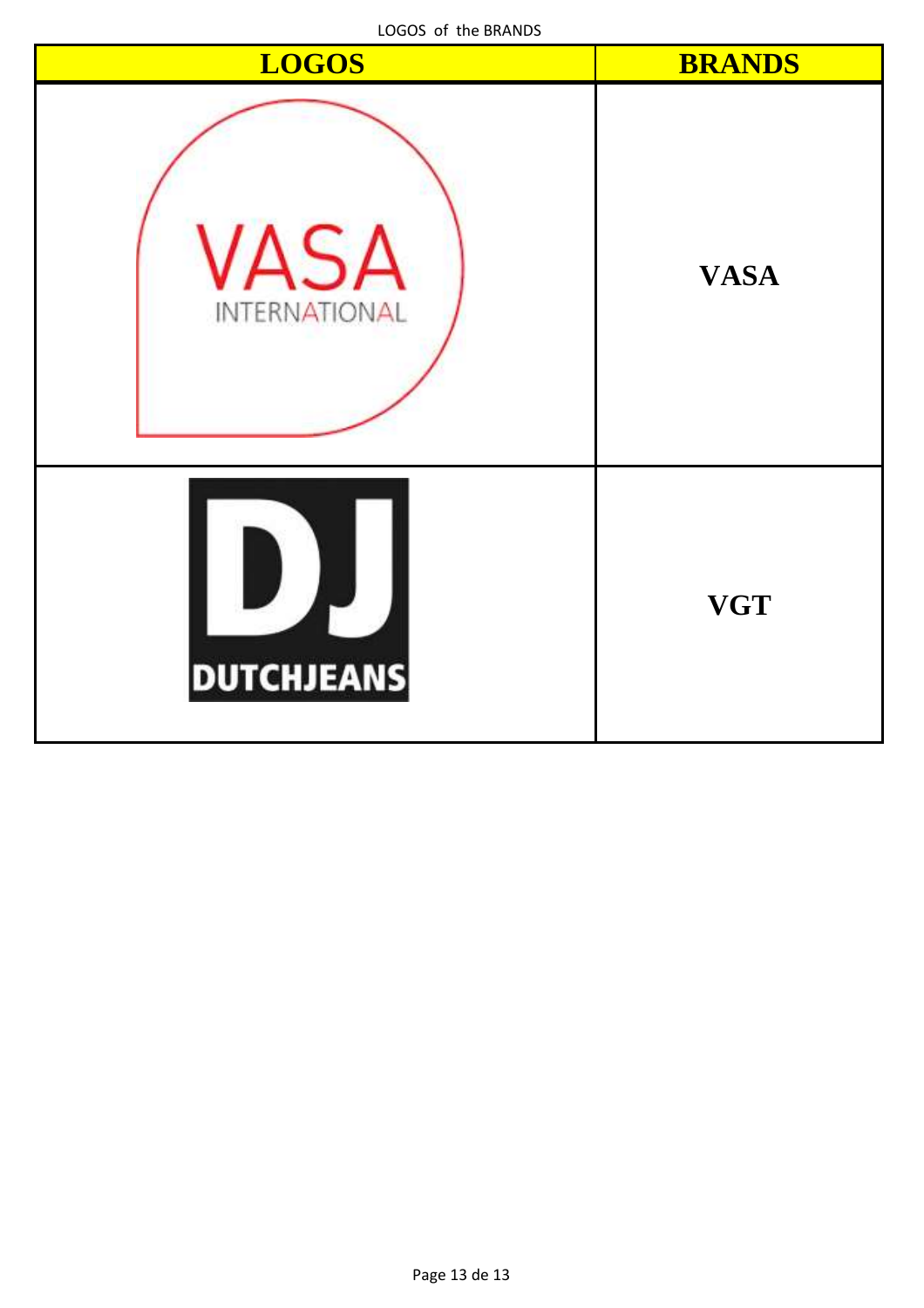LOGOS of the BRANDS

| LOGOS | BRANDS |
| --- | --- |
| VASA INTERNATIONAL | VASA |
| DJ DUTCHJEANS | VGT |